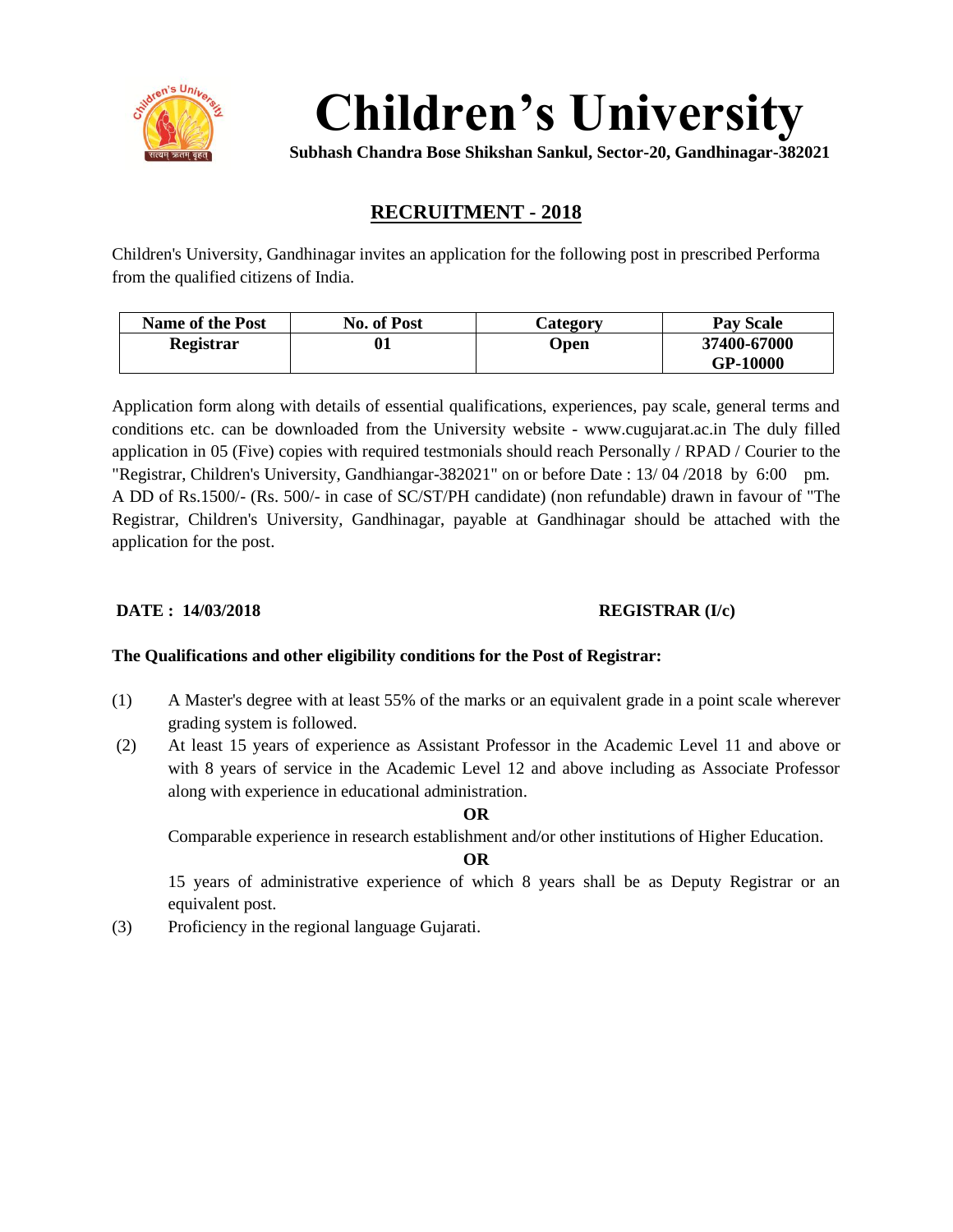# Children's University

**Subhash Chandra Bose Shikshan Sankul, Sector-20, Gandhinagar-382021**

## RECRUITMENT - 2018

Children's University, Gandhinagar invites an application for the following post in prescribed Performa from the qualified citizens of India.

| Name of the Post | No. of Post | Category | Pay Scale |
|---|---|---|---|
| **Registrar** | **01** | **Open** | **37400-67000 GP-10000** |

Application form along with details of essential qualifications, experiences, pay scale, general terms and conditions etc. can be downloaded from the University website - www.cugujarat.ac.in The duly filled application in 05 (Five) copies with required testmonials should reach Personally / RPAD / Courier to the "Registrar, Children's University, Gandhiangar-382021" on or before Date : 13/ 04 /2018 by 6:00 pm.
A DD of Rs.1500/- (Rs. 500/- in case of SC/ST/PH candidate) (non refundable) drawn in favour of "The Registrar, Children's University, Gandhinagar, payable at Gandhinagar should be attached with the application for the post.

**DATE : 14/03/2018** **REGISTRAR (I/c)**

**The Qualifications and other eligibility conditions for the Post of Registrar:**

(1) A Master's degree with at least 55% of the marks or an equivalent grade in a point scale wherever grading system is followed.

(2) At least 15 years of experience as Assistant Professor in the Academic Level 11 and above or with 8 years of service in the Academic Level 12 and above including as Associate Professor along with experience in educational administration.

**OR**

Comparable experience in research establishment and/or other institutions of Higher Education.

**OR**

15 years of administrative experience of which 8 years shall be as Deputy Registrar or an equivalent post.

(3) Proficiency in the regional language Gujarati.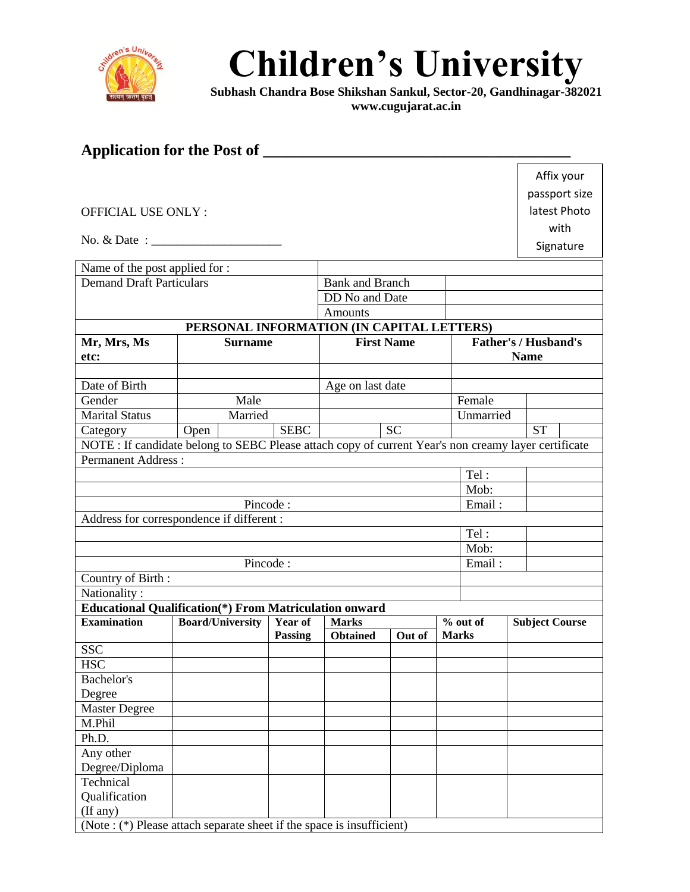# Children's University

**Subhash Chandra Bose Shikshan Sankul, Sector-20, Gandhinagar-382021**
**www.cugujarat.ac.in**

## Application for the Post of ______________________________________

Affix your passport size latest Photo with Signature

OFFICIAL USE ONLY :

No. & Date : ____________________

| Name of the post applied for : | | |
|---|---|---|
| Demand Draft Particulars | Bank and Branch | |
| | DD No and Date | |
| | Amounts | |

| PERSONAL INFORMATION (IN CAPITAL LETTERS) | | | | | | | |
|---|---|---|---|---|---|---|---|
| **Mr, Mrs, Ms etc:** | **Surname** | | **First Name** | | **Father's / Husband's Name** | | |
| | | | | | | | |
| Date of Birth | | | Age on last date | | | | |
| Gender | Male | | | | Female | | |
| Marital Status | Married | | | | Unmarried | | |
| Category | Open | | SEBC | | SC | | ST |

NOTE : If candidate belong to SEBC Please attach copy of current Year's non creamy layer certificate

| Permanent Address : | | |
|---|---|---|
| | Tel : | |
| | Mob: | |
| Pincode : | Email : | |

| Address for correspondence if different : | | |
|---|---|---|
| | Tel : | |
| | Mob: | |
| Pincode : | Email : | |

| Country of Birth : | |
|---|---|
| Nationality : | |

**Educational Qualification(*) From Matriculation onward**

| **Examination** | **Board/University** | **Year of Passing** | **Marks Obtained** | **Out of** | **% out of Marks** | **Subject Course** |
|---|---|---|---|---|---|---|
| SSC | | | | | | |
| HSC | | | | | | |
| Bachelor's Degree | | | | | | |
| Master Degree | | | | | | |
| M.Phil | | | | | | |
| Ph.D. | | | | | | |
| Any other Degree/Diploma | | | | | | |
| Technical Qualification (If any) | | | | | | |

(Note : (*) Please attach separate sheet if the space is insufficient)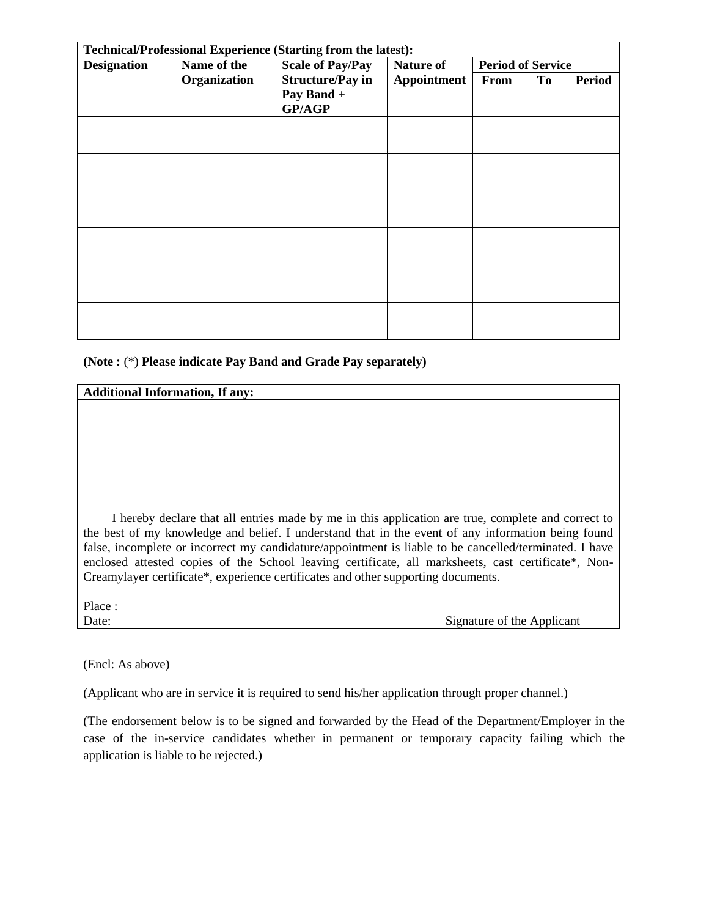**Technical/Professional Experience (Starting from the latest):**

| Designation | Name of the Organization | Scale of Pay/Pay Structure/Pay in Pay Band + GP/AGP | Nature of Appointment | Period of Service | | |
|---|---|---|---|---|---|---|
| | | | | From | To | Period |
| | | | | | | |
| | | | | | | |
| | | | | | | |
| | | | | | | |
| | | | | | | |
| | | | | | | |

**(Note :** (*) **Please indicate Pay Band and Grade Pay separately)**

**Additional Information, If any:**

I hereby declare that all entries made by me in this application are true, complete and correct to the best of my knowledge and belief. I understand that in the event of any information being found false, incomplete or incorrect my candidature/appointment is liable to be cancelled/terminated. I have enclosed attested copies of the School leaving certificate, all marksheets, cast certificate*, Non-Creamylayer certificate*, experience certificates and other supporting documents.

Place :

Date: Signature of the Applicant

(Encl: As above)

(Applicant who are in service it is required to send his/her application through proper channel.)

(The endorsement below is to be signed and forwarded by the Head of the Department/Employer in the case of the in-service candidates whether in permanent or temporary capacity failing which the application is liable to be rejected.)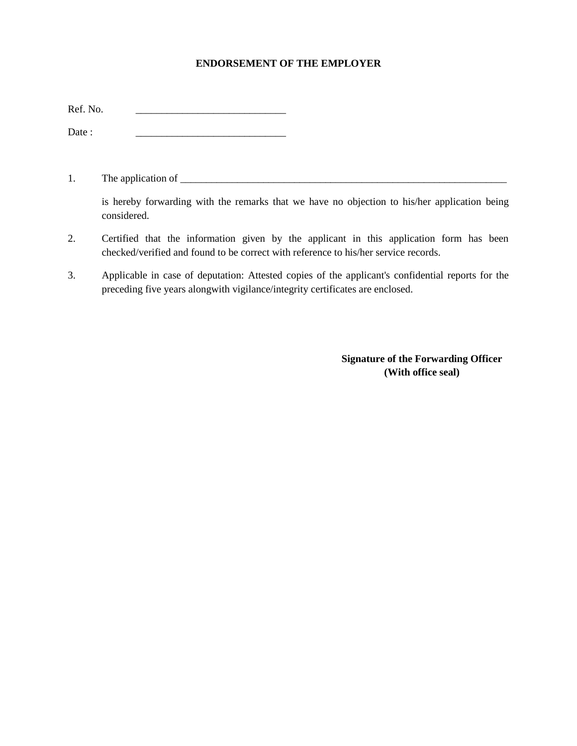## ENDORSEMENT OF THE EMPLOYER

Ref. No. _____________________________

Date : _____________________________

1. The application of _________________________________________________________________

   is hereby forwarding with the remarks that we have no objection to his/her application being considered.

2. Certified that the information given by the applicant in this application form has been checked/verified and found to be correct with reference to his/her service records.

3. Applicable in case of deputation: Attested copies of the applicant's confidential reports for the preceding five years alongwith vigilance/integrity certificates are enclosed.

**Signature of the Forwarding Officer**
**(With office seal)**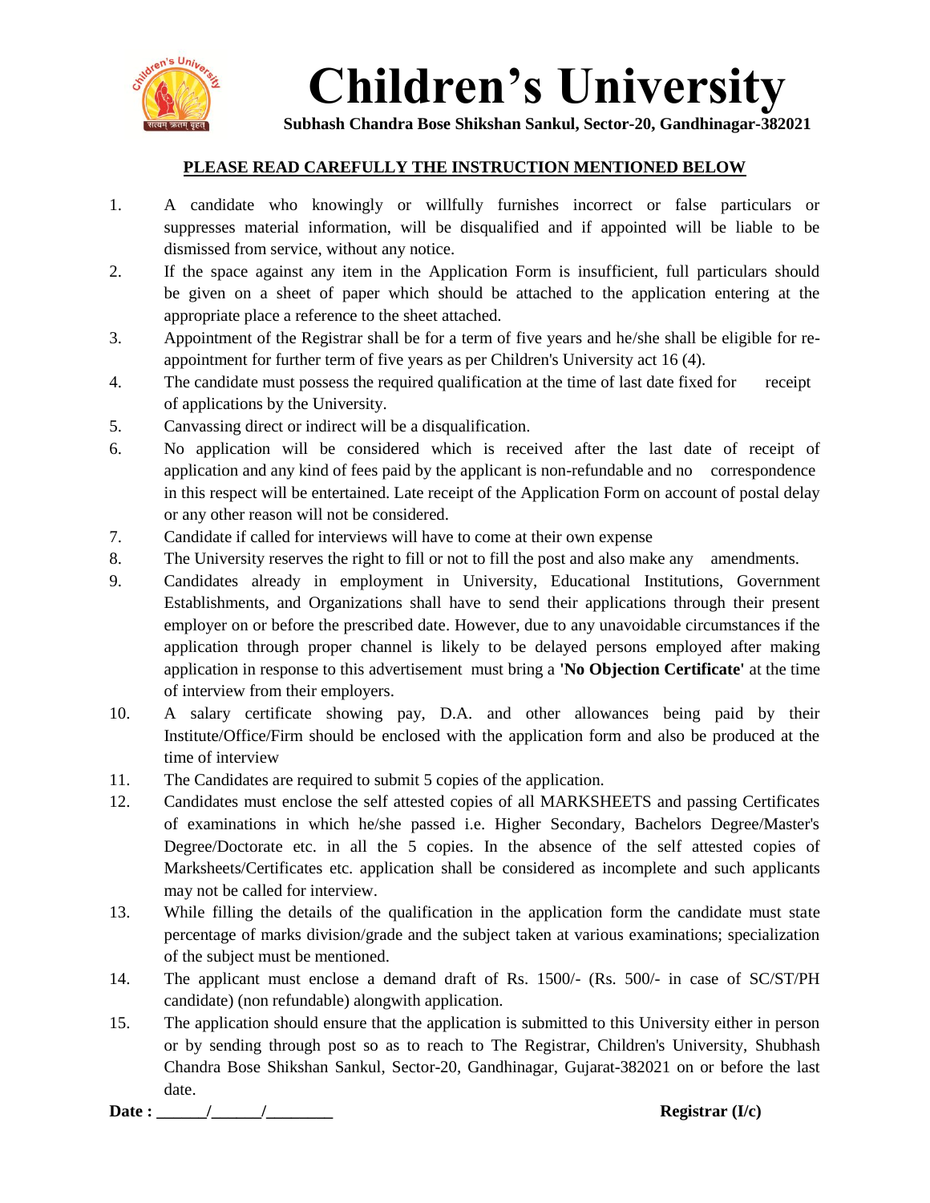# Children's University

**Subhash Chandra Bose Shikshan Sankul, Sector-20, Gandhinagar-382021**

**PLEASE READ CAREFULLY THE INSTRUCTION MENTIONED BELOW**

1. A candidate who knowingly or willfully furnishes incorrect or false particulars or suppresses material information, will be disqualified and if appointed will be liable to be dismissed from service, without any notice.
2. If the space against any item in the Application Form is insufficient, full particulars should be given on a sheet of paper which should be attached to the application entering at the appropriate place a reference to the sheet attached.
3. Appointment of the Registrar shall be for a term of five years and he/she shall be eligible for re-appointment for further term of five years as per Children's University act 16 (4).
4. The candidate must possess the required qualification at the time of last date fixed for receipt of applications by the University.
5. Canvassing direct or indirect will be a disqualification.
6. No application will be considered which is received after the last date of receipt of application and any kind of fees paid by the applicant is non-refundable and no correspondence in this respect will be entertained. Late receipt of the Application Form on account of postal delay or any other reason will not be considered.
7. Candidate if called for interviews will have to come at their own expense
8. The University reserves the right to fill or not to fill the post and also make any amendments.
9. Candidates already in employment in University, Educational Institutions, Government Establishments, and Organizations shall have to send their applications through their present employer on or before the prescribed date. However, due to any unavoidable circumstances if the application through proper channel is likely to be delayed persons employed after making application in response to this advertisement must bring a **'No Objection Certificate'** at the time of interview from their employers.
10. A salary certificate showing pay, D.A. and other allowances being paid by their Institute/Office/Firm should be enclosed with the application form and also be produced at the time of interview
11. The Candidates are required to submit 5 copies of the application.
12. Candidates must enclose the self attested copies of all MARKSHEETS and passing Certificates of examinations in which he/she passed i.e. Higher Secondary, Bachelors Degree/Master's Degree/Doctorate etc. in all the 5 copies. In the absence of the self attested copies of Marksheets/Certificates etc. application shall be considered as incomplete and such applicants may not be called for interview.
13. While filling the details of the qualification in the application form the candidate must state percentage of marks division/grade and the subject taken at various examinations; specialization of the subject must be mentioned.
14. The applicant must enclose a demand draft of Rs. 1500/- (Rs. 500/- in case of SC/ST/PH candidate) (non refundable) alongwith application.
15. The application should ensure that the application is submitted to this University either in person or by sending through post so as to reach to The Registrar, Children's University, Shubhash Chandra Bose Shikshan Sankul, Sector-20, Gandhinagar, Gujarat-382021 on or before the last date.

**Date : ______/______/________** **Registrar (I/c)**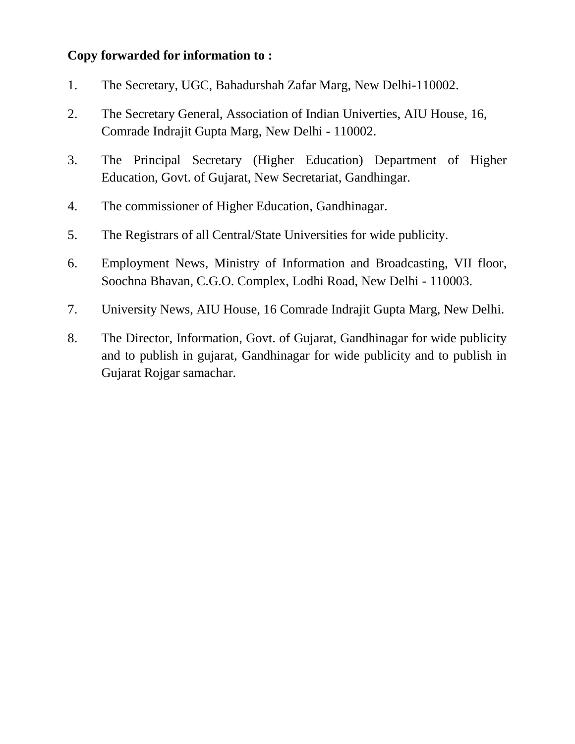**Copy forwarded for information to :**

1. The Secretary, UGC, Bahadurshah Zafar Marg, New Delhi-110002.
2. The Secretary General, Association of Indian Univerties, AIU House, 16, Comrade Indrajit Gupta Marg, New Delhi - 110002.
3. The Principal Secretary (Higher Education) Department of Higher Education, Govt. of Gujarat, New Secretariat, Gandhingar.
4. The commissioner of Higher Education, Gandhinagar.
5. The Registrars of all Central/State Universities for wide publicity.
6. Employment News, Ministry of Information and Broadcasting, VII floor, Soochna Bhavan, C.G.O. Complex, Lodhi Road, New Delhi - 110003.
7. University News, AIU House, 16 Comrade Indrajit Gupta Marg, New Delhi.
8. The Director, Information, Govt. of Gujarat, Gandhinagar for wide publicity and to publish in gujarat, Gandhinagar for wide publicity and to publish in Gujarat Rojgar samachar.